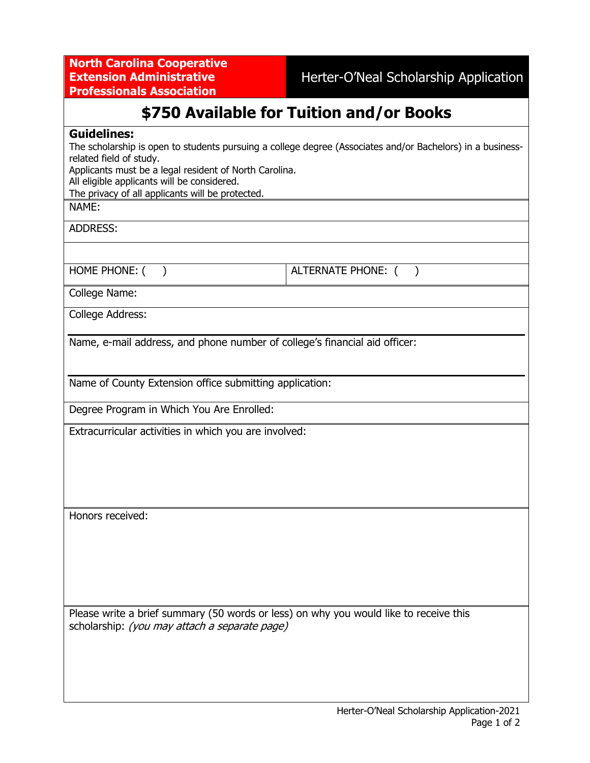**North Carolina Cooperative Extension Administrative Professionals Association**

# Herter-O'Neal Scholarship Application

## $750 Available for Tuition and/or Books

**Guidelines:**

The scholarship is open to students pursuing a college degree (Associates and/or Bachelors) in a business-related field of study.
Applicants must be a legal resident of North Carolina.
All eligible applicants will be considered.
The privacy of all applicants will be protected.

NAME:

ADDRESS:

HOME PHONE: (    )

ALTERNATE PHONE: (    )

College Name:

College Address:

Name, e-mail address, and phone number of college's financial aid officer:

Name of County Extension office submitting application:

Degree Program in Which You Are Enrolled:

Extracurricular activities in which you are involved:

Honors received:

Please write a brief summary (50 words or less) on why you would like to receive this scholarship: *(you may attach a separate page)*

Herter-O'Neal Scholarship Application-2021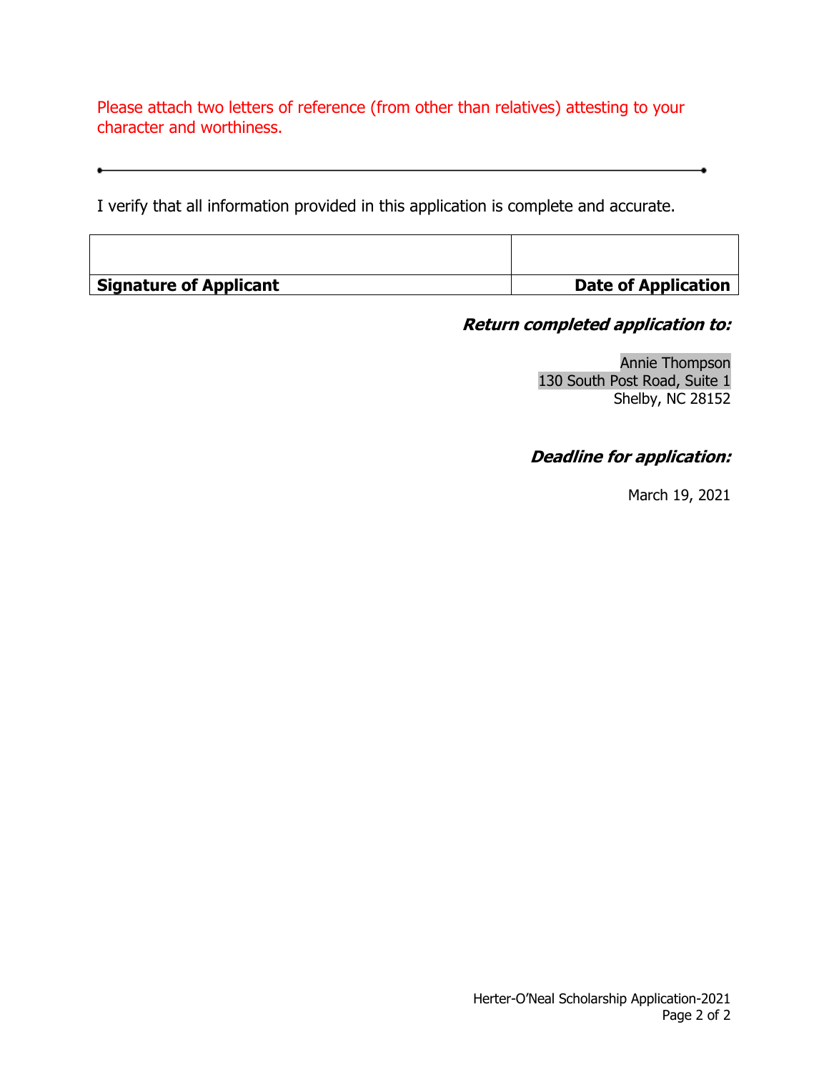Please attach two letters of reference (from other than relatives) attesting to your character and worthiness.

---

I verify that all information provided in this application is complete and accurate.

| | |
|---|---|
| | |
| **Signature of Applicant** | **Date of Application** |

***Return completed application to:***

Annie Thompson
130 South Post Road, Suite 1
Shelby, NC 28152

***Deadline for application:***

March 19, 2021